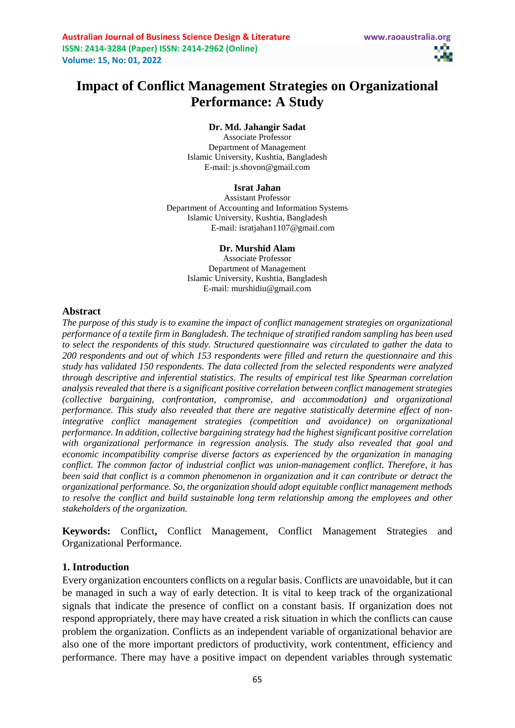# Impact of Conflict Management Strategies on Organizational Performance: A Study

**Dr. Md. Jahangir Sadat**
Associate Professor
Department of Management
Islamic University, Kushtia, Bangladesh
E-mail: js.shovon@gmail.com

**Israt Jahan**
Assistant Professor
Department of Accounting and Information Systems
Islamic University, Kushtia, Bangladesh
E-mail: isratjahan1107@gmail.com

**Dr. Murshid Alam**
Associate Professor
Department of Management
Islamic University, Kushtia, Bangladesh
E-mail: murshidiu@gmail.com

## Abstract

*The purpose of this study is to examine the impact of conflict management strategies on organizational performance of a textile firm in Bangladesh. The technique of stratified random sampling has been used to select the respondents of this study. Structured questionnaire was circulated to gather the data to 200 respondents and out of which 153 respondents were filled and return the questionnaire and this study has validated 150 respondents. The data collected from the selected respondents were analyzed through descriptive and inferential statistics. The results of empirical test like Spearman correlation analysis revealed that there is a significant positive correlation between conflict management strategies (collective bargaining, confrontation, compromise, and accommodation) and organizational performance. This study also revealed that there are negative statistically determine effect of non-integrative conflict management strategies (competition and avoidance) on organizational performance. In addition, collective bargaining strategy had the highest significant positive correlation with organizational performance in regression analysis. The study also revealed that goal and economic incompatibility comprise diverse factors as experienced by the organization in managing conflict. The common factor of industrial conflict was union-management conflict. Therefore, it has been said that conflict is a common phenomenon in organization and it can contribute or detract the organizational performance. So, the organization should adopt equitable conflict management methods to resolve the conflict and build sustainable long term relationship among the employees and other stakeholders of the organization.*

**Keywords:** Conflict**,** Conflict Management, Conflict Management Strategies and Organizational Performance.

## 1. Introduction

Every organization encounters conflicts on a regular basis. Conflicts are unavoidable, but it can be managed in such a way of early detection. It is vital to keep track of the organizational signals that indicate the presence of conflict on a constant basis. If organization does not respond appropriately, there may have created a risk situation in which the conflicts can cause problem the organization. Conflicts as an independent variable of organizational behavior are also one of the more important predictors of productivity, work contentment, efficiency and performance. There may have a positive impact on dependent variables through systematic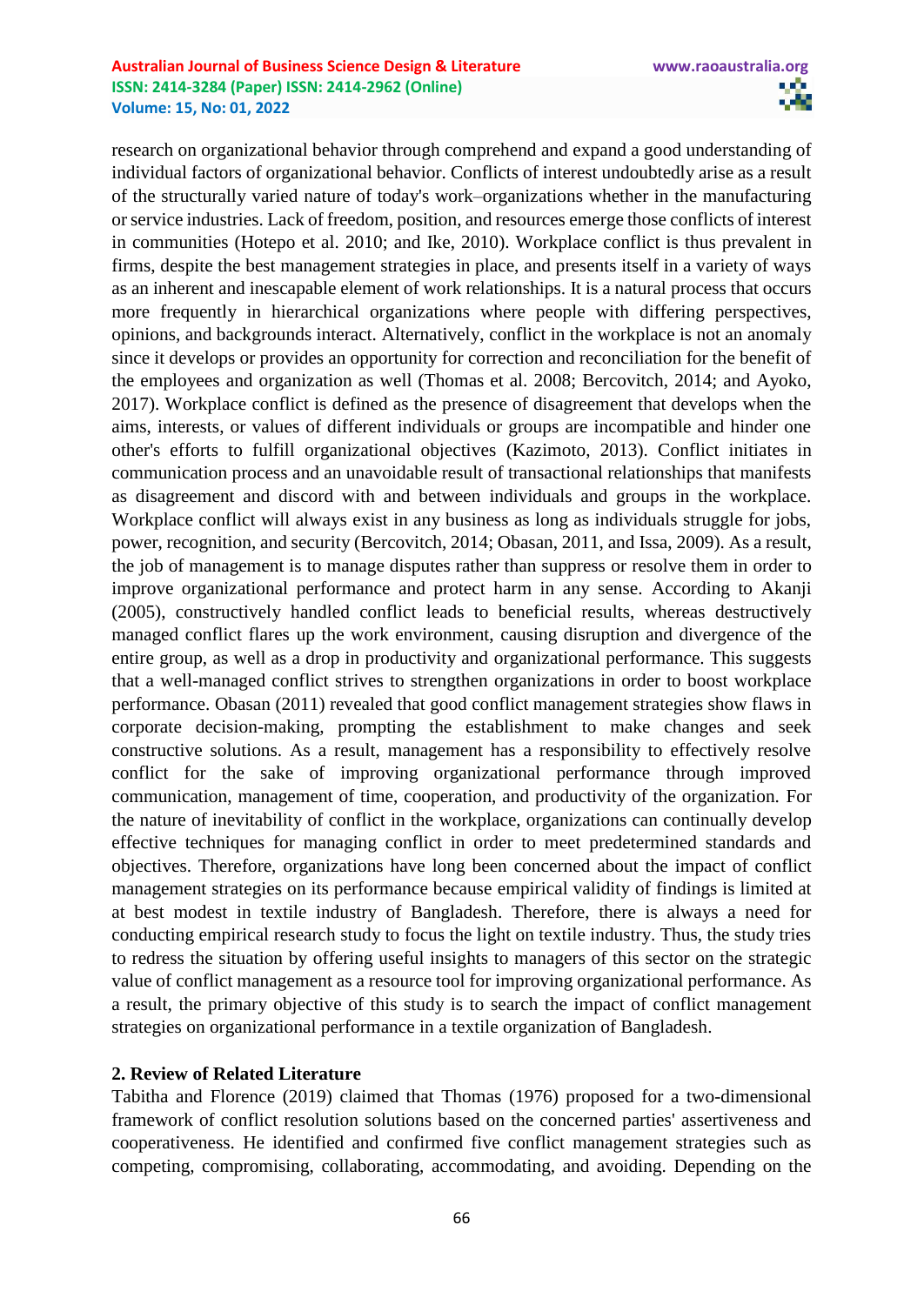research on organizational behavior through comprehend and expand a good understanding of individual factors of organizational behavior. Conflicts of interest undoubtedly arise as a result of the structurally varied nature of today's work–organizations whether in the manufacturing or service industries. Lack of freedom, position, and resources emerge those conflicts of interest in communities (Hotepo et al. 2010; and Ike, 2010). Workplace conflict is thus prevalent in firms, despite the best management strategies in place, and presents itself in a variety of ways as an inherent and inescapable element of work relationships. It is a natural process that occurs more frequently in hierarchical organizations where people with differing perspectives, opinions, and backgrounds interact. Alternatively, conflict in the workplace is not an anomaly since it develops or provides an opportunity for correction and reconciliation for the benefit of the employees and organization as well (Thomas et al. 2008; Bercovitch, 2014; and Ayoko, 2017). Workplace conflict is defined as the presence of disagreement that develops when the aims, interests, or values of different individuals or groups are incompatible and hinder one other's efforts to fulfill organizational objectives (Kazimoto, 2013). Conflict initiates in communication process and an unavoidable result of transactional relationships that manifests as disagreement and discord with and between individuals and groups in the workplace. Workplace conflict will always exist in any business as long as individuals struggle for jobs, power, recognition, and security (Bercovitch, 2014; Obasan, 2011, and Issa, 2009). As a result, the job of management is to manage disputes rather than suppress or resolve them in order to improve organizational performance and protect harm in any sense. According to Akanji (2005), constructively handled conflict leads to beneficial results, whereas destructively managed conflict flares up the work environment, causing disruption and divergence of the entire group, as well as a drop in productivity and organizational performance. This suggests that a well-managed conflict strives to strengthen organizations in order to boost workplace performance. Obasan (2011) revealed that good conflict management strategies show flaws in corporate decision-making, prompting the establishment to make changes and seek constructive solutions. As a result, management has a responsibility to effectively resolve conflict for the sake of improving organizational performance through improved communication, management of time, cooperation, and productivity of the organization. For the nature of inevitability of conflict in the workplace, organizations can continually develop effective techniques for managing conflict in order to meet predetermined standards and objectives. Therefore, organizations have long been concerned about the impact of conflict management strategies on its performance because empirical validity of findings is limited at at best modest in textile industry of Bangladesh. Therefore, there is always a need for conducting empirical research study to focus the light on textile industry. Thus, the study tries to redress the situation by offering useful insights to managers of this sector on the strategic value of conflict management as a resource tool for improving organizational performance. As a result, the primary objective of this study is to search the impact of conflict management strategies on organizational performance in a textile organization of Bangladesh.

## 2. Review of Related Literature

Tabitha and Florence (2019) claimed that Thomas (1976) proposed for a two-dimensional framework of conflict resolution solutions based on the concerned parties' assertiveness and cooperativeness. He identified and confirmed five conflict management strategies such as competing, compromising, collaborating, accommodating, and avoiding. Depending on the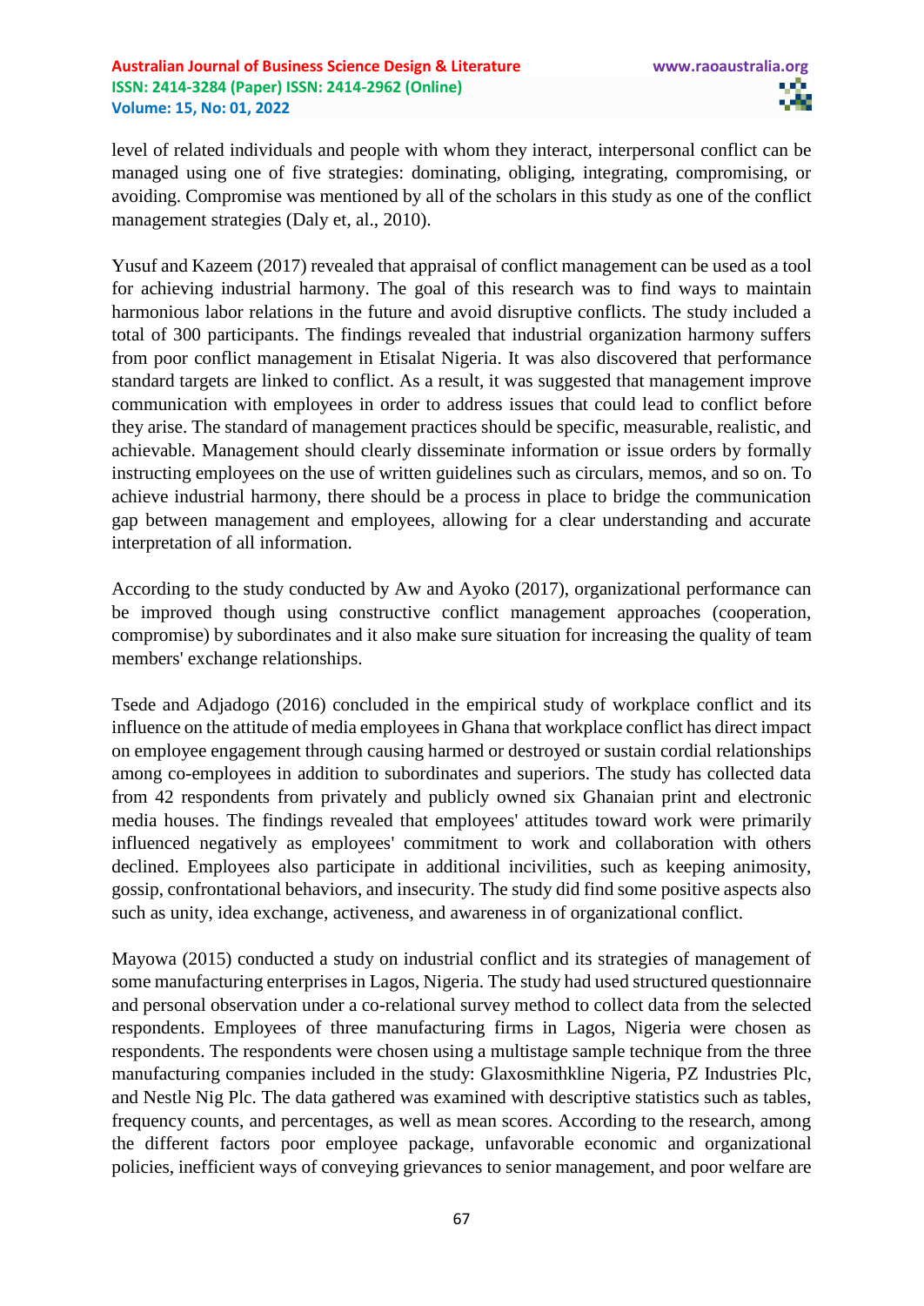level of related individuals and people with whom they interact, interpersonal conflict can be managed using one of five strategies: dominating, obliging, integrating, compromising, or avoiding. Compromise was mentioned by all of the scholars in this study as one of the conflict management strategies (Daly et, al., 2010).

Yusuf and Kazeem (2017) revealed that appraisal of conflict management can be used as a tool for achieving industrial harmony. The goal of this research was to find ways to maintain harmonious labor relations in the future and avoid disruptive conflicts. The study included a total of 300 participants. The findings revealed that industrial organization harmony suffers from poor conflict management in Etisalat Nigeria. It was also discovered that performance standard targets are linked to conflict. As a result, it was suggested that management improve communication with employees in order to address issues that could lead to conflict before they arise. The standard of management practices should be specific, measurable, realistic, and achievable. Management should clearly disseminate information or issue orders by formally instructing employees on the use of written guidelines such as circulars, memos, and so on. To achieve industrial harmony, there should be a process in place to bridge the communication gap between management and employees, allowing for a clear understanding and accurate interpretation of all information.

According to the study conducted by Aw and Ayoko (2017), organizational performance can be improved though using constructive conflict management approaches (cooperation, compromise) by subordinates and it also make sure situation for increasing the quality of team members' exchange relationships.

Tsede and Adjadogo (2016) concluded in the empirical study of workplace conflict and its influence on the attitude of media employees in Ghana that workplace conflict has direct impact on employee engagement through causing harmed or destroyed or sustain cordial relationships among co-employees in addition to subordinates and superiors. The study has collected data from 42 respondents from privately and publicly owned six Ghanaian print and electronic media houses. The findings revealed that employees' attitudes toward work were primarily influenced negatively as employees' commitment to work and collaboration with others declined. Employees also participate in additional incivilities, such as keeping animosity, gossip, confrontational behaviors, and insecurity. The study did find some positive aspects also such as unity, idea exchange, activeness, and awareness in of organizational conflict.

Mayowa (2015) conducted a study on industrial conflict and its strategies of management of some manufacturing enterprises in Lagos, Nigeria. The study had used structured questionnaire and personal observation under a co-relational survey method to collect data from the selected respondents. Employees of three manufacturing firms in Lagos, Nigeria were chosen as respondents. The respondents were chosen using a multistage sample technique from the three manufacturing companies included in the study: Glaxosmithkline Nigeria, PZ Industries Plc, and Nestle Nig Plc. The data gathered was examined with descriptive statistics such as tables, frequency counts, and percentages, as well as mean scores. According to the research, among the different factors poor employee package, unfavorable economic and organizational policies, inefficient ways of conveying grievances to senior management, and poor welfare are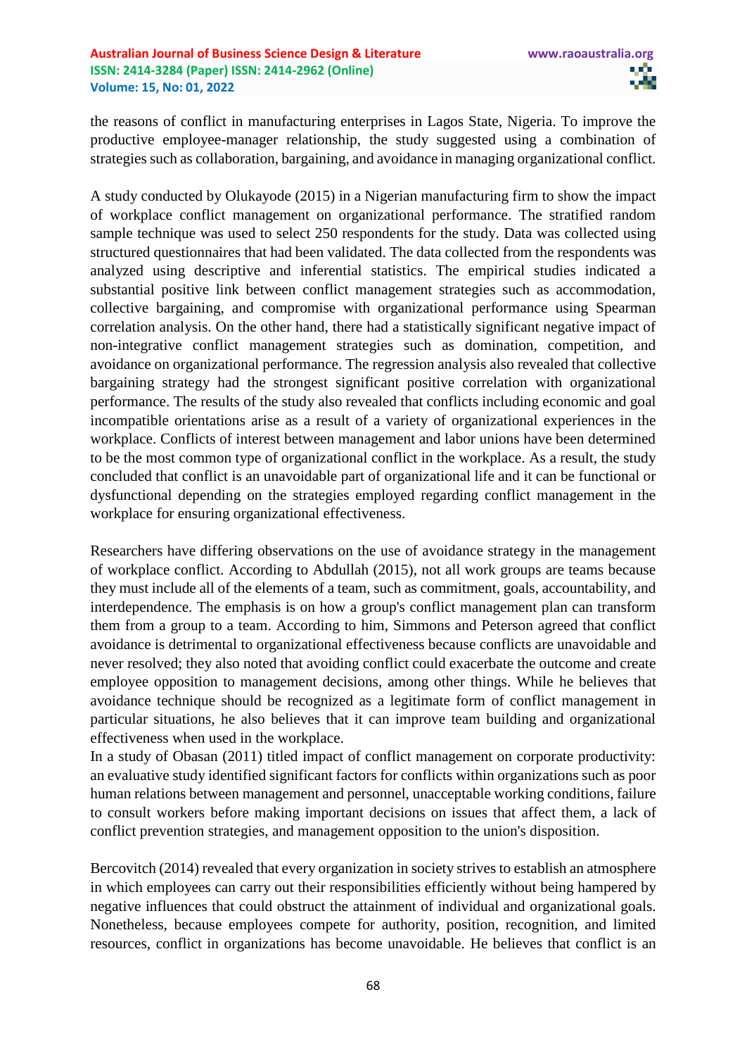the reasons of conflict in manufacturing enterprises in Lagos State, Nigeria. To improve the productive employee-manager relationship, the study suggested using a combination of strategies such as collaboration, bargaining, and avoidance in managing organizational conflict.

A study conducted by Olukayode (2015) in a Nigerian manufacturing firm to show the impact of workplace conflict management on organizational performance. The stratified random sample technique was used to select 250 respondents for the study. Data was collected using structured questionnaires that had been validated. The data collected from the respondents was analyzed using descriptive and inferential statistics. The empirical studies indicated a substantial positive link between conflict management strategies such as accommodation, collective bargaining, and compromise with organizational performance using Spearman correlation analysis. On the other hand, there had a statistically significant negative impact of non-integrative conflict management strategies such as domination, competition, and avoidance on organizational performance. The regression analysis also revealed that collective bargaining strategy had the strongest significant positive correlation with organizational performance. The results of the study also revealed that conflicts including economic and goal incompatible orientations arise as a result of a variety of organizational experiences in the workplace. Conflicts of interest between management and labor unions have been determined to be the most common type of organizational conflict in the workplace. As a result, the study concluded that conflict is an unavoidable part of organizational life and it can be functional or dysfunctional depending on the strategies employed regarding conflict management in the workplace for ensuring organizational effectiveness.

Researchers have differing observations on the use of avoidance strategy in the management of workplace conflict. According to Abdullah (2015), not all work groups are teams because they must include all of the elements of a team, such as commitment, goals, accountability, and interdependence. The emphasis is on how a group's conflict management plan can transform them from a group to a team. According to him, Simmons and Peterson agreed that conflict avoidance is detrimental to organizational effectiveness because conflicts are unavoidable and never resolved; they also noted that avoiding conflict could exacerbate the outcome and create employee opposition to management decisions, among other things. While he believes that avoidance technique should be recognized as a legitimate form of conflict management in particular situations, he also believes that it can improve team building and organizational effectiveness when used in the workplace.

In a study of Obasan (2011) titled impact of conflict management on corporate productivity: an evaluative study identified significant factors for conflicts within organizations such as poor human relations between management and personnel, unacceptable working conditions, failure to consult workers before making important decisions on issues that affect them, a lack of conflict prevention strategies, and management opposition to the union's disposition.

Bercovitch (2014) revealed that every organization in society strives to establish an atmosphere in which employees can carry out their responsibilities efficiently without being hampered by negative influences that could obstruct the attainment of individual and organizational goals. Nonetheless, because employees compete for authority, position, recognition, and limited resources, conflict in organizations has become unavoidable. He believes that conflict is an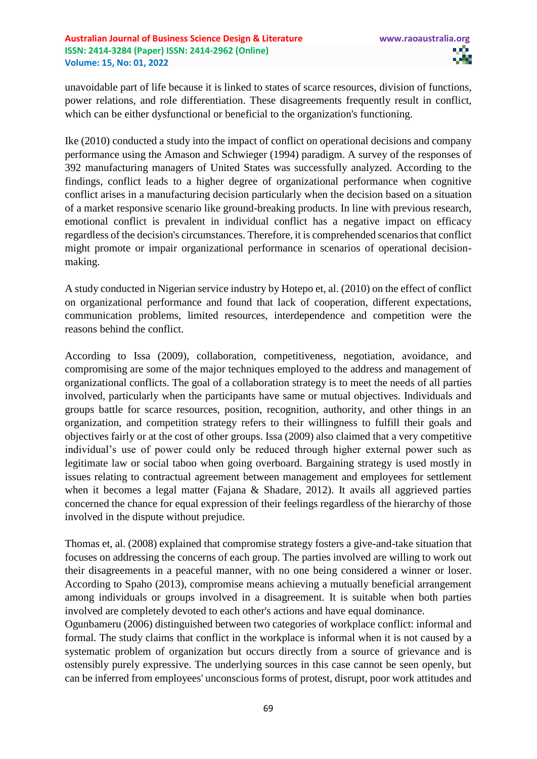unavoidable part of life because it is linked to states of scarce resources, division of functions, power relations, and role differentiation. These disagreements frequently result in conflict, which can be either dysfunctional or beneficial to the organization's functioning.

Ike (2010) conducted a study into the impact of conflict on operational decisions and company performance using the Amason and Schwieger (1994) paradigm. A survey of the responses of 392 manufacturing managers of United States was successfully analyzed. According to the findings, conflict leads to a higher degree of organizational performance when cognitive conflict arises in a manufacturing decision particularly when the decision based on a situation of a market responsive scenario like ground-breaking products. In line with previous research, emotional conflict is prevalent in individual conflict has a negative impact on efficacy regardless of the decision's circumstances. Therefore, it is comprehended scenarios that conflict might promote or impair organizational performance in scenarios of operational decision-making.

A study conducted in Nigerian service industry by Hotepo et, al. (2010) on the effect of conflict on organizational performance and found that lack of cooperation, different expectations, communication problems, limited resources, interdependence and competition were the reasons behind the conflict.

According to Issa (2009), collaboration, competitiveness, negotiation, avoidance, and compromising are some of the major techniques employed to the address and management of organizational conflicts. The goal of a collaboration strategy is to meet the needs of all parties involved, particularly when the participants have same or mutual objectives. Individuals and groups battle for scarce resources, position, recognition, authority, and other things in an organization, and competition strategy refers to their willingness to fulfill their goals and objectives fairly or at the cost of other groups. Issa (2009) also claimed that a very competitive individual's use of power could only be reduced through higher external power such as legitimate law or social taboo when going overboard. Bargaining strategy is used mostly in issues relating to contractual agreement between management and employees for settlement when it becomes a legal matter (Fajana & Shadare, 2012). It avails all aggrieved parties concerned the chance for equal expression of their feelings regardless of the hierarchy of those involved in the dispute without prejudice.

Thomas et, al. (2008) explained that compromise strategy fosters a give-and-take situation that focuses on addressing the concerns of each group. The parties involved are willing to work out their disagreements in a peaceful manner, with no one being considered a winner or loser. According to Spaho (2013), compromise means achieving a mutually beneficial arrangement among individuals or groups involved in a disagreement. It is suitable when both parties involved are completely devoted to each other's actions and have equal dominance.

Ogunbameru (2006) distinguished between two categories of workplace conflict: informal and formal. The study claims that conflict in the workplace is informal when it is not caused by a systematic problem of organization but occurs directly from a source of grievance and is ostensibly purely expressive. The underlying sources in this case cannot be seen openly, but can be inferred from employees' unconscious forms of protest, disrupt, poor work attitudes and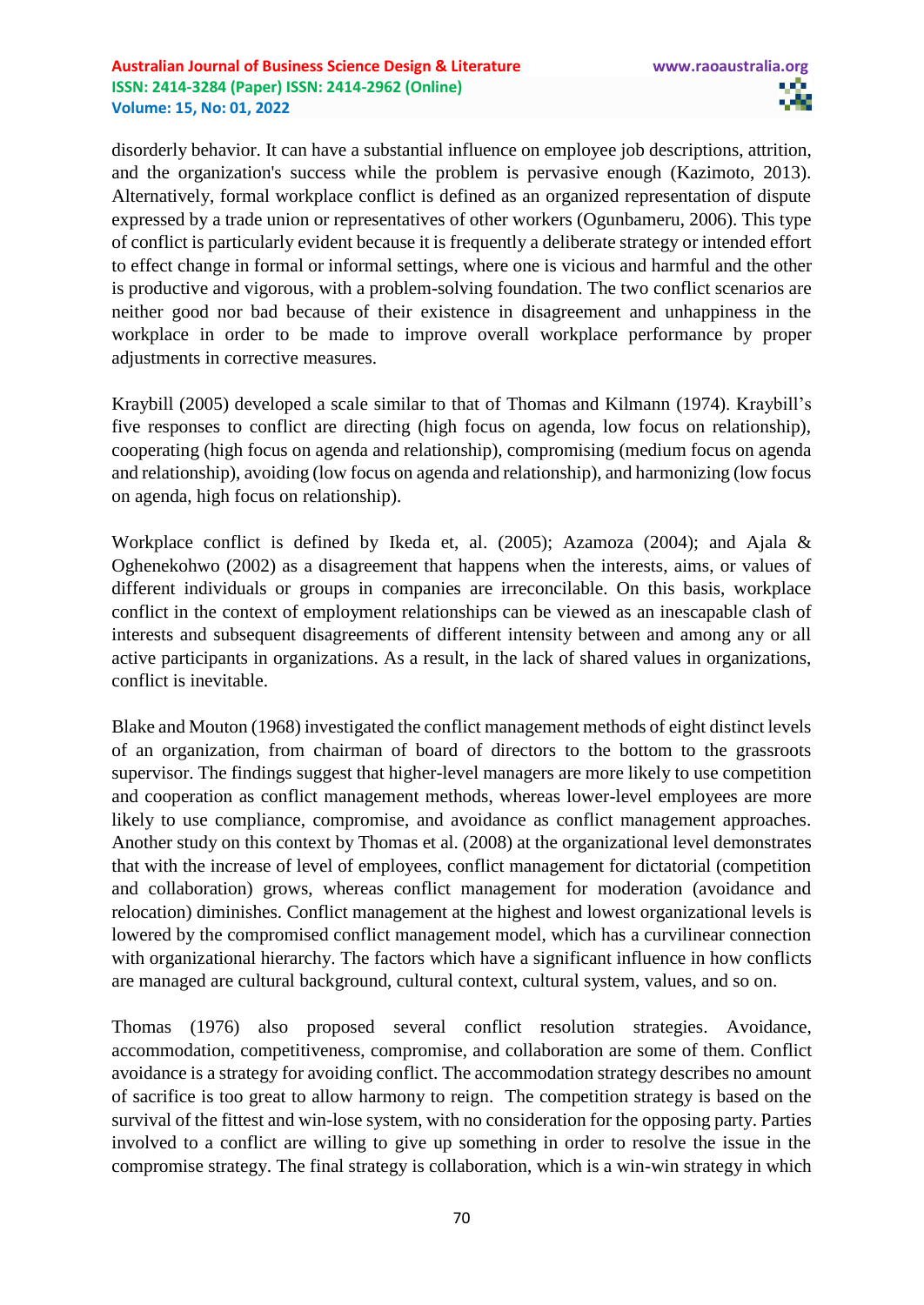disorderly behavior. It can have a substantial influence on employee job descriptions, attrition, and the organization's success while the problem is pervasive enough (Kazimoto, 2013). Alternatively, formal workplace conflict is defined as an organized representation of dispute expressed by a trade union or representatives of other workers (Ogunbameru, 2006). This type of conflict is particularly evident because it is frequently a deliberate strategy or intended effort to effect change in formal or informal settings, where one is vicious and harmful and the other is productive and vigorous, with a problem-solving foundation. The two conflict scenarios are neither good nor bad because of their existence in disagreement and unhappiness in the workplace in order to be made to improve overall workplace performance by proper adjustments in corrective measures.

Kraybill (2005) developed a scale similar to that of Thomas and Kilmann (1974). Kraybill's five responses to conflict are directing (high focus on agenda, low focus on relationship), cooperating (high focus on agenda and relationship), compromising (medium focus on agenda and relationship), avoiding (low focus on agenda and relationship), and harmonizing (low focus on agenda, high focus on relationship).

Workplace conflict is defined by Ikeda et, al. (2005); Azamoza (2004); and Ajala & Oghenekohwo (2002) as a disagreement that happens when the interests, aims, or values of different individuals or groups in companies are irreconcilable. On this basis, workplace conflict in the context of employment relationships can be viewed as an inescapable clash of interests and subsequent disagreements of different intensity between and among any or all active participants in organizations. As a result, in the lack of shared values in organizations, conflict is inevitable.

Blake and Mouton (1968) investigated the conflict management methods of eight distinct levels of an organization, from chairman of board of directors to the bottom to the grassroots supervisor. The findings suggest that higher-level managers are more likely to use competition and cooperation as conflict management methods, whereas lower-level employees are more likely to use compliance, compromise, and avoidance as conflict management approaches. Another study on this context by Thomas et al. (2008) at the organizational level demonstrates that with the increase of level of employees, conflict management for dictatorial (competition and collaboration) grows, whereas conflict management for moderation (avoidance and relocation) diminishes. Conflict management at the highest and lowest organizational levels is lowered by the compromised conflict management model, which has a curvilinear connection with organizational hierarchy. The factors which have a significant influence in how conflicts are managed are cultural background, cultural context, cultural system, values, and so on.

Thomas (1976) also proposed several conflict resolution strategies. Avoidance, accommodation, competitiveness, compromise, and collaboration are some of them. Conflict avoidance is a strategy for avoiding conflict. The accommodation strategy describes no amount of sacrifice is too great to allow harmony to reign. The competition strategy is based on the survival of the fittest and win-lose system, with no consideration for the opposing party. Parties involved to a conflict are willing to give up something in order to resolve the issue in the compromise strategy. The final strategy is collaboration, which is a win-win strategy in which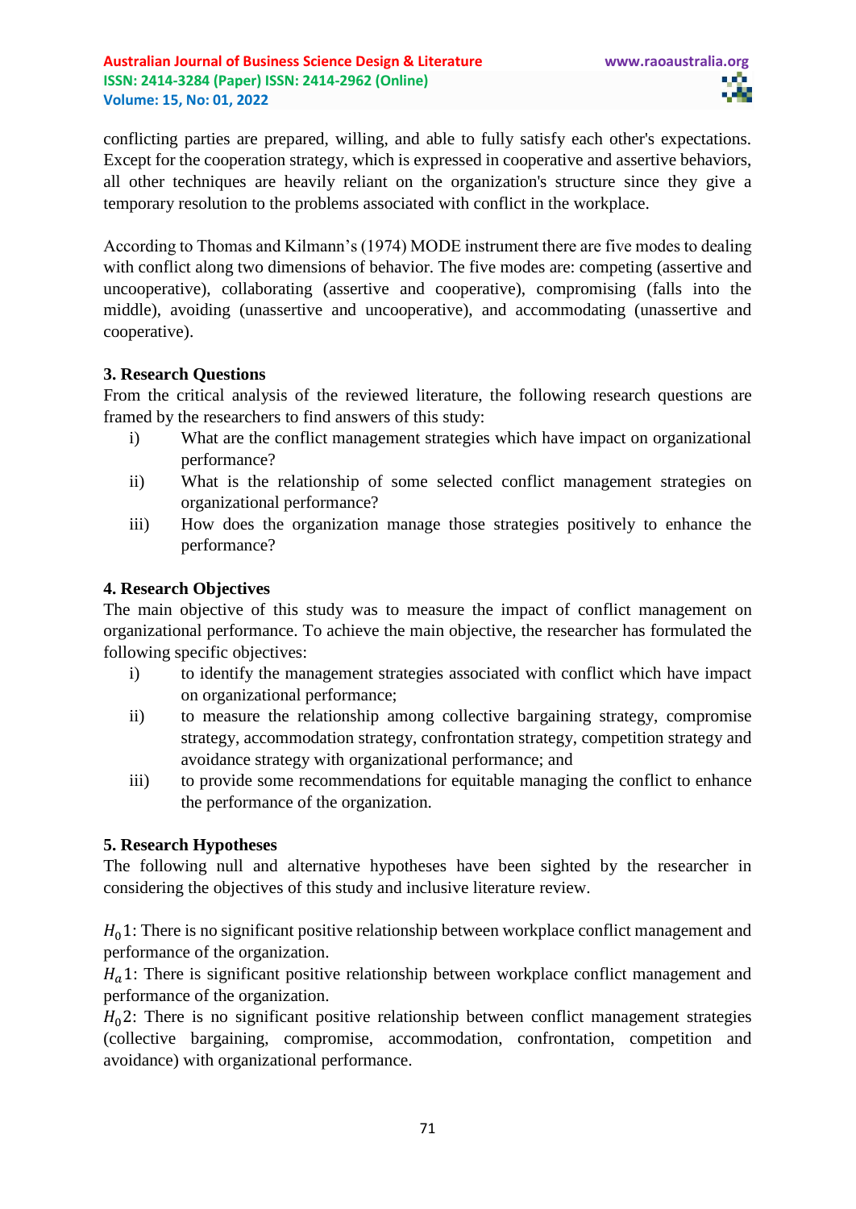conflicting parties are prepared, willing, and able to fully satisfy each other's expectations. Except for the cooperation strategy, which is expressed in cooperative and assertive behaviors, all other techniques are heavily reliant on the organization's structure since they give a temporary resolution to the problems associated with conflict in the workplace.

According to Thomas and Kilmann's (1974) MODE instrument there are five modes to dealing with conflict along two dimensions of behavior. The five modes are: competing (assertive and uncooperative), collaborating (assertive and cooperative), compromising (falls into the middle), avoiding (unassertive and uncooperative), and accommodating (unassertive and cooperative).

## 3. Research Questions

From the critical analysis of the reviewed literature, the following research questions are framed by the researchers to find answers of this study:

i) What are the conflict management strategies which have impact on organizational performance?

ii) What is the relationship of some selected conflict management strategies on organizational performance?

iii) How does the organization manage those strategies positively to enhance the performance?

## 4. Research Objectives

The main objective of this study was to measure the impact of conflict management on organizational performance. To achieve the main objective, the researcher has formulated the following specific objectives:

i) to identify the management strategies associated with conflict which have impact on organizational performance;

ii) to measure the relationship among collective bargaining strategy, compromise strategy, accommodation strategy, confrontation strategy, competition strategy and avoidance strategy with organizational performance; and

iii) to provide some recommendations for equitable managing the conflict to enhance the performance of the organization.

## 5. Research Hypotheses

The following null and alternative hypotheses have been sighted by the researcher in considering the objectives of this study and inclusive literature review.

$H_0 1$: There is no significant positive relationship between workplace conflict management and performance of the organization.

$H_a 1$: There is significant positive relationship between workplace conflict management and performance of the organization.

$H_0 2$: There is no significant positive relationship between conflict management strategies (collective bargaining, compromise, accommodation, confrontation, competition and avoidance) with organizational performance.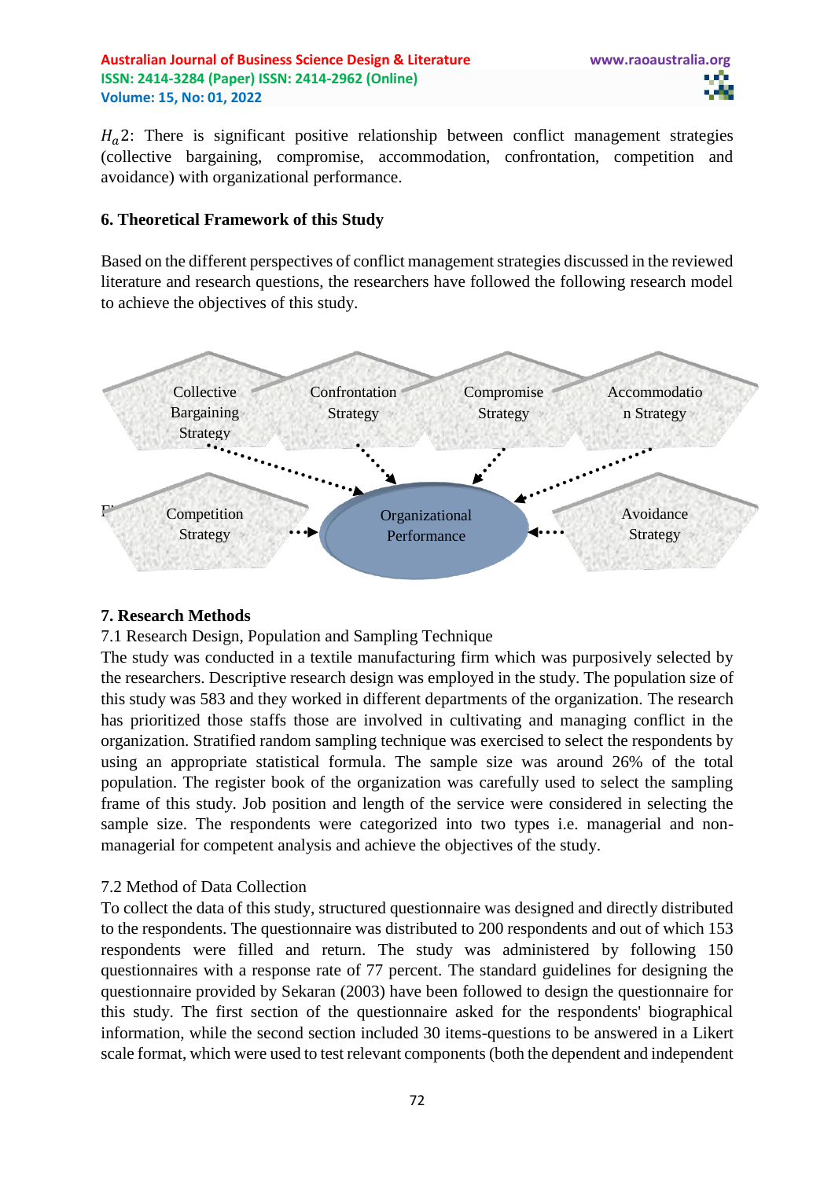$H_a 2$: There is significant positive relationship between conflict management strategies (collective bargaining, compromise, accommodation, confrontation, competition and avoidance) with organizational performance.

## 6. Theoretical Framework of this Study

Based on the different perspectives of conflict management strategies discussed in the reviewed literature and research questions, the researchers have followed the following research model to achieve the objectives of this study.

Collective Bargaining Strategy

Confrontation Strategy

Compromise Strategy

Accommodation Strategy

Competition Strategy

Organizational Performance

Avoidance Strategy

## 7. Research Methods

7.1 Research Design, Population and Sampling Technique

The study was conducted in a textile manufacturing firm which was purposively selected by the researchers. Descriptive research design was employed in the study. The population size of this study was 583 and they worked in different departments of the organization. The research has prioritized those staffs those are involved in cultivating and managing conflict in the organization. Stratified random sampling technique was exercised to select the respondents by using an appropriate statistical formula. The sample size was around 26% of the total population. The register book of the organization was carefully used to select the sampling frame of this study. Job position and length of the service were considered in selecting the sample size. The respondents were categorized into two types i.e. managerial and non-managerial for competent analysis and achieve the objectives of the study.

7.2 Method of Data Collection

To collect the data of this study, structured questionnaire was designed and directly distributed to the respondents. The questionnaire was distributed to 200 respondents and out of which 153 respondents were filled and return. The study was administered by following 150 questionnaires with a response rate of 77 percent. The standard guidelines for designing the questionnaire provided by Sekaran (2003) have been followed to design the questionnaire for this study. The first section of the questionnaire asked for the respondents' biographical information, while the second section included 30 items-questions to be answered in a Likert scale format, which were used to test relevant components (both the dependent and independent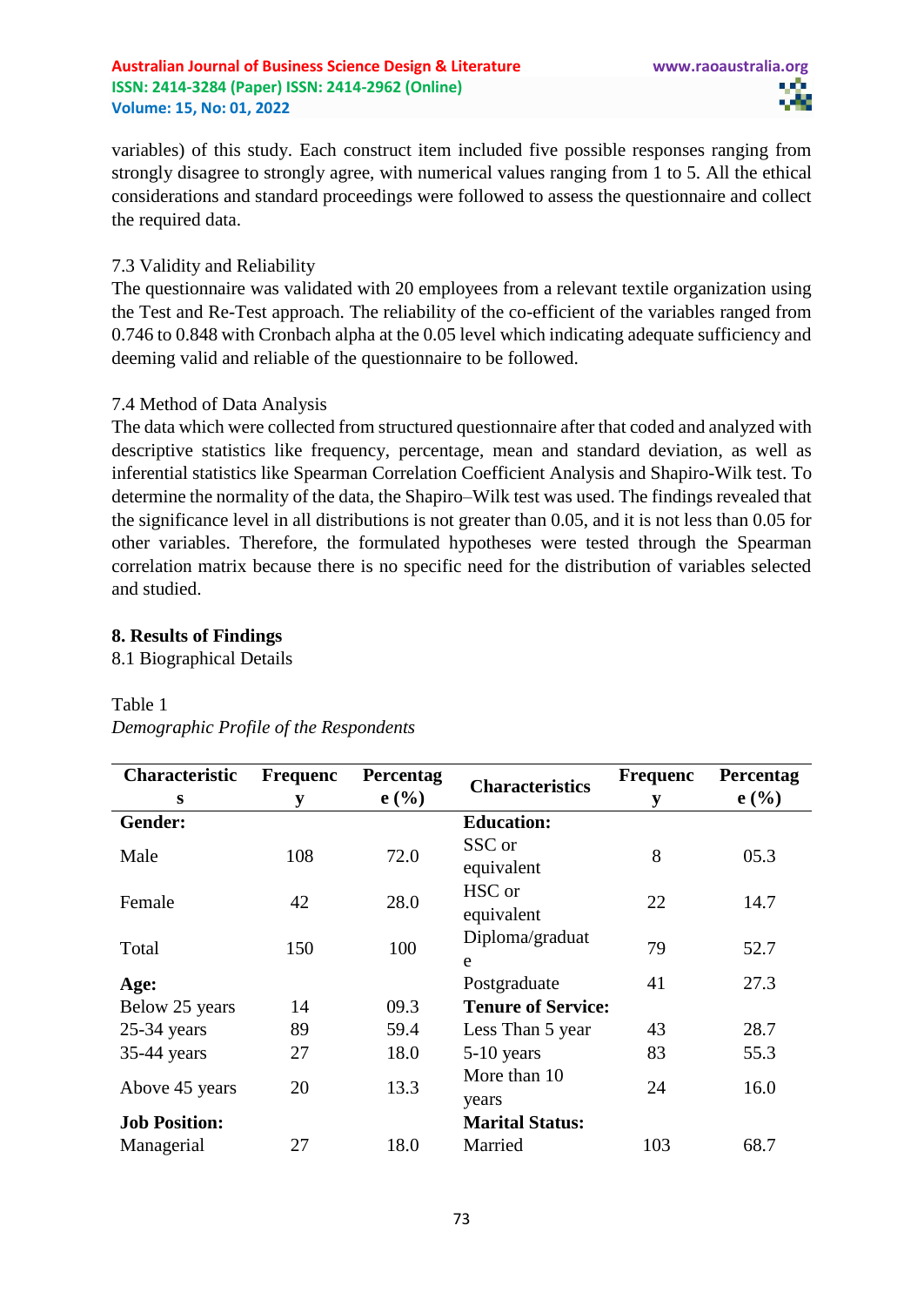variables) of this study. Each construct item included five possible responses ranging from strongly disagree to strongly agree, with numerical values ranging from 1 to 5. All the ethical considerations and standard proceedings were followed to assess the questionnaire and collect the required data.

7.3 Validity and Reliability

The questionnaire was validated with 20 employees from a relevant textile organization using the Test and Re-Test approach. The reliability of the co-efficient of the variables ranged from 0.746 to 0.848 with Cronbach alpha at the 0.05 level which indicating adequate sufficiency and deeming valid and reliable of the questionnaire to be followed.

7.4 Method of Data Analysis

The data which were collected from structured questionnaire after that coded and analyzed with descriptive statistics like frequency, percentage, mean and standard deviation, as well as inferential statistics like Spearman Correlation Coefficient Analysis and Shapiro-Wilk test. To determine the normality of the data, the Shapiro–Wilk test was used. The findings revealed that the significance level in all distributions is not greater than 0.05, and it is not less than 0.05 for other variables. Therefore, the formulated hypotheses were tested through the Spearman correlation matrix because there is no specific need for the distribution of variables selected and studied.

**8. Results of Findings**

8.1 Biographical Details

Table 1

*Demographic Profile of the Respondents*

| Characteristics | Frequency | Percentage (%) | Characteristics | Frequency | Percentage (%) |
|---|---|---|---|---|---|
| **Gender:** | | | **Education:** | | |
| Male | 108 | 72.0 | SSC or equivalent | 8 | 05.3 |
| Female | 42 | 28.0 | HSC or equivalent | 22 | 14.7 |
| Total | 150 | 100 | Diploma/graduate | 79 | 52.7 |
| **Age:** | | | Postgraduate | 41 | 27.3 |
| Below 25 years | 14 | 09.3 | **Tenure of Service:** | | |
| 25-34 years | 89 | 59.4 | Less Than 5 year | 43 | 28.7 |
| 35-44 years | 27 | 18.0 | 5-10 years | 83 | 55.3 |
| Above 45 years | 20 | 13.3 | More than 10 years | 24 | 16.0 |
| **Job Position:** | | | **Marital Status:** | | |
| Managerial | 27 | 18.0 | Married | 103 | 68.7 |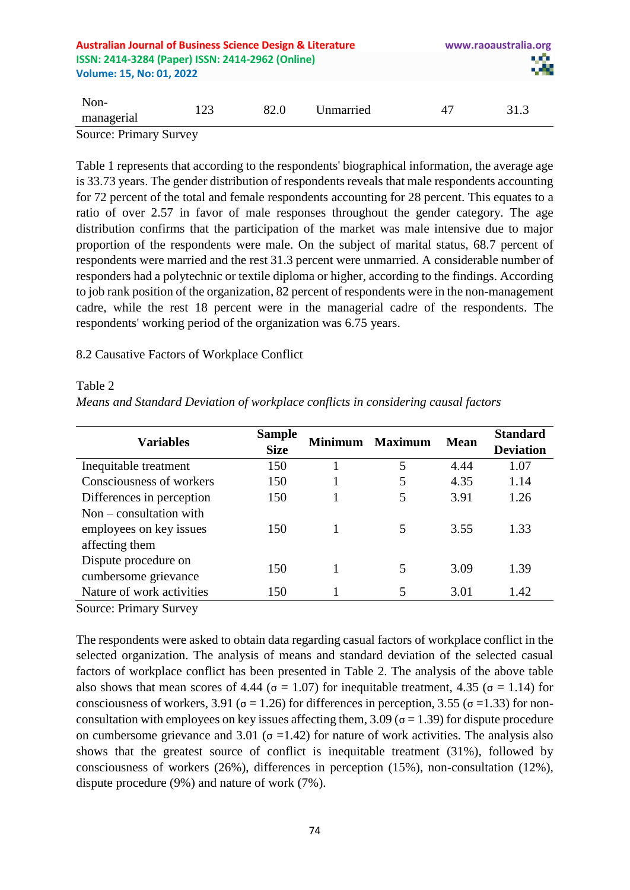| Non-managerial | 123 | 82.0 | Unmarried | 47 | 31.3 |
|---|---|---|---|---|---|

Source: Primary Survey

Table 1 represents that according to the respondents' biographical information, the average age is 33.73 years. The gender distribution of respondents reveals that male respondents accounting for 72 percent of the total and female respondents accounting for 28 percent. This equates to a ratio of over 2.57 in favor of male responses throughout the gender category. The age distribution confirms that the participation of the market was male intensive due to major proportion of the respondents were male. On the subject of marital status, 68.7 percent of respondents were married and the rest 31.3 percent were unmarried. A considerable number of responders had a polytechnic or textile diploma or higher, according to the findings. According to job rank position of the organization, 82 percent of respondents were in the non-management cadre, while the rest 18 percent were in the managerial cadre of the respondents. The respondents' working period of the organization was 6.75 years.

8.2 Causative Factors of Workplace Conflict

Table 2

*Means and Standard Deviation of workplace conflicts in considering causal factors*

| Variables | Sample Size | Minimum | Maximum | Mean | Standard Deviation |
|---|---|---|---|---|---|
| Inequitable treatment | 150 | 1 | 5 | 4.44 | 1.07 |
| Consciousness of workers | 150 | 1 | 5 | 4.35 | 1.14 |
| Differences in perception | 150 | 1 | 5 | 3.91 | 1.26 |
| Non – consultation with employees on key issues affecting them | 150 | 1 | 5 | 3.55 | 1.33 |
| Dispute procedure on cumbersome grievance | 150 | 1 | 5 | 3.09 | 1.39 |
| Nature of work activities | 150 | 1 | 5 | 3.01 | 1.42 |

Source: Primary Survey

The respondents were asked to obtain data regarding casual factors of workplace conflict in the selected organization. The analysis of means and standard deviation of the selected casual factors of workplace conflict has been presented in Table 2. The analysis of the above table also shows that mean scores of 4.44 ($\sigma = 1.07$) for inequitable treatment, 4.35 ($\sigma = 1.14$) for consciousness of workers, 3.91 ($\sigma = 1.26$) for differences in perception, 3.55 ($\sigma = 1.33$) for non-consultation with employees on key issues affecting them, 3.09 ($\sigma = 1.39$) for dispute procedure on cumbersome grievance and 3.01 ($\sigma = 1.42$) for nature of work activities. The analysis also shows that the greatest source of conflict is inequitable treatment (31%), followed by consciousness of workers (26%), differences in perception (15%), non-consultation (12%), dispute procedure (9%) and nature of work (7%).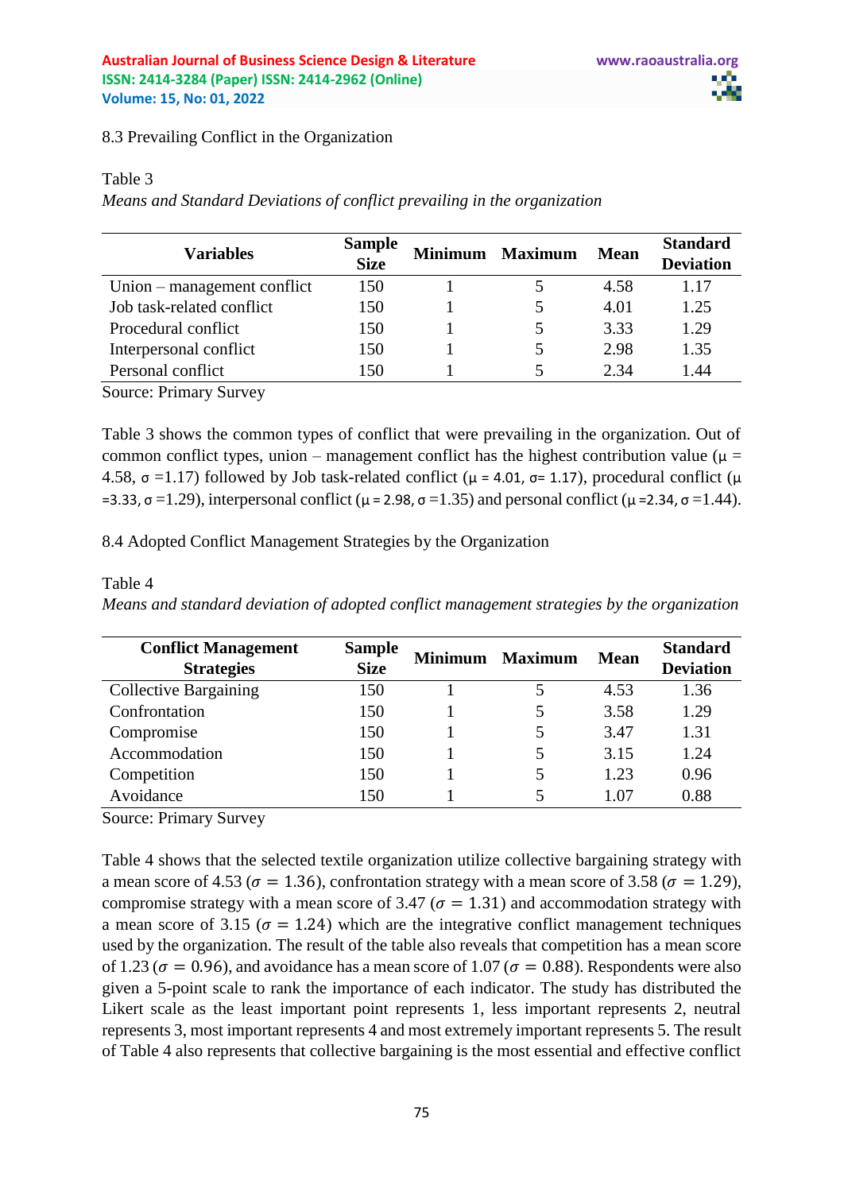8.3 Prevailing Conflict in the Organization

Table 3

*Means and Standard Deviations of conflict prevailing in the organization*

| Variables | Sample Size | Minimum | Maximum | Mean | Standard Deviation |
|---|---|---|---|---|---|
| Union – management conflict | 150 | 1 | 5 | 4.58 | 1.17 |
| Job task-related conflict | 150 | 1 | 5 | 4.01 | 1.25 |
| Procedural conflict | 150 | 1 | 5 | 3.33 | 1.29 |
| Interpersonal conflict | 150 | 1 | 5 | 2.98 | 1.35 |
| Personal conflict | 150 | 1 | 5 | 2.34 | 1.44 |

Source: Primary Survey

Table 3 shows the common types of conflict that were prevailing in the organization. Out of common conflict types, union – management conflict has the highest contribution value ($\mu$ = 4.58, $\sigma$ =1.17) followed by Job task-related conflict ($\mu$ = 4.01, $\sigma$= 1.17), procedural conflict ($\mu$ =3.33, $\sigma$ =1.29), interpersonal conflict ($\mu$ = 2.98, $\sigma$ =1.35) and personal conflict ($\mu$ =2.34, $\sigma$ =1.44).

8.4 Adopted Conflict Management Strategies by the Organization

Table 4

*Means and standard deviation of adopted conflict management strategies by the organization*

| Conflict Management Strategies | Sample Size | Minimum | Maximum | Mean | Standard Deviation |
|---|---|---|---|---|---|
| Collective Bargaining | 150 | 1 | 5 | 4.53 | 1.36 |
| Confrontation | 150 | 1 | 5 | 3.58 | 1.29 |
| Compromise | 150 | 1 | 5 | 3.47 | 1.31 |
| Accommodation | 150 | 1 | 5 | 3.15 | 1.24 |
| Competition | 150 | 1 | 5 | 1.23 | 0.96 |
| Avoidance | 150 | 1 | 5 | 1.07 | 0.88 |

Source: Primary Survey

Table 4 shows that the selected textile organization utilize collective bargaining strategy with a mean score of 4.53 ($\sigma = 1.36$), confrontation strategy with a mean score of 3.58 ($\sigma = 1.29$), compromise strategy with a mean score of 3.47 ($\sigma = 1.31$) and accommodation strategy with a mean score of 3.15 ($\sigma = 1.24$) which are the integrative conflict management techniques used by the organization. The result of the table also reveals that competition has a mean score of 1.23 ($\sigma = 0.96$), and avoidance has a mean score of 1.07 ($\sigma = 0.88$). Respondents were also given a 5-point scale to rank the importance of each indicator. The study has distributed the Likert scale as the least important point represents 1, less important represents 2, neutral represents 3, most important represents 4 and most extremely important represents 5. The result of Table 4 also represents that collective bargaining is the most essential and effective conflict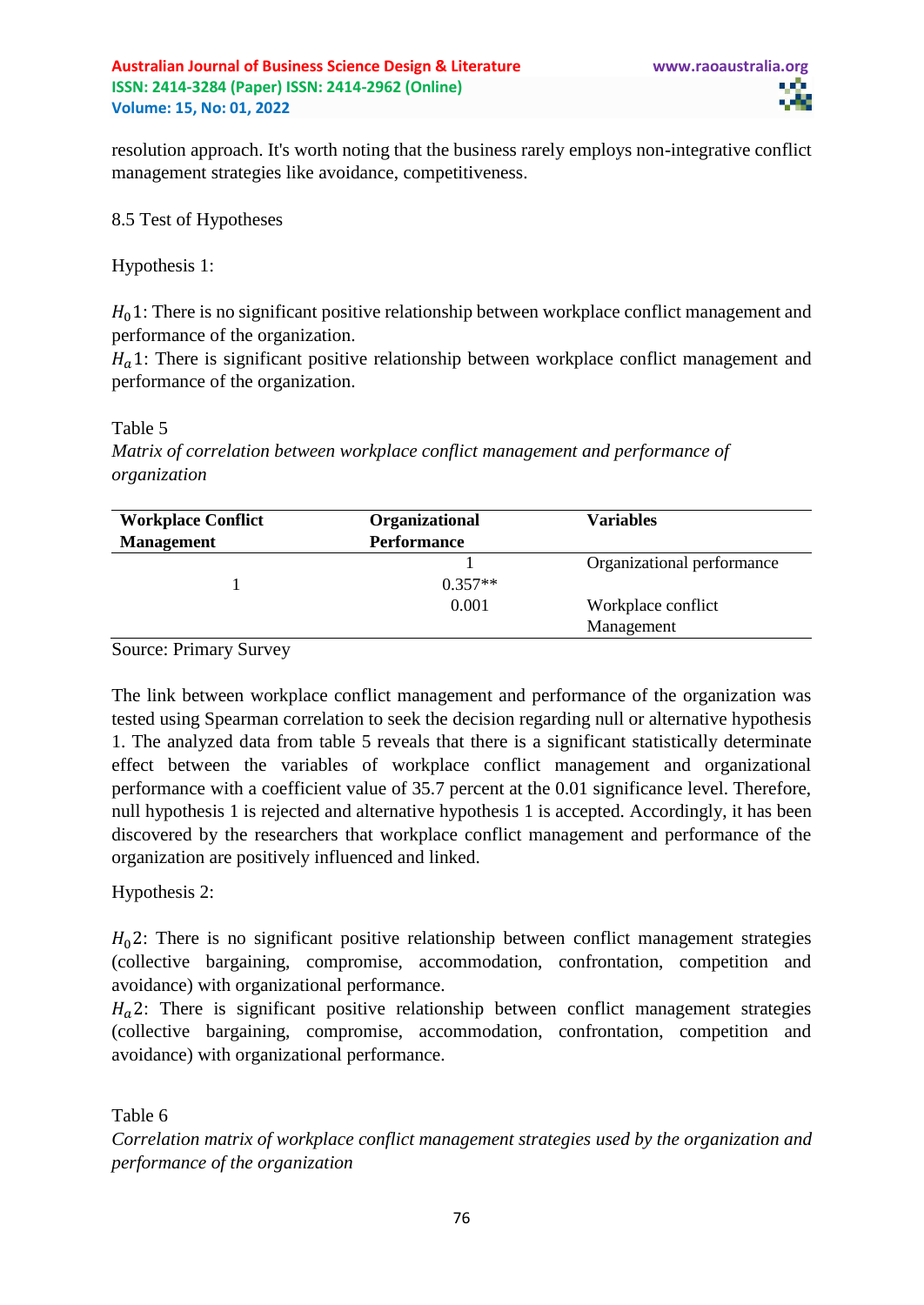resolution approach. It's worth noting that the business rarely employs non-integrative conflict management strategies like avoidance, competitiveness.

8.5 Test of Hypotheses

Hypothesis 1:

$H_0 1$: There is no significant positive relationship between workplace conflict management and performance of the organization.
$H_a 1$: There is significant positive relationship between workplace conflict management and performance of the organization.

Table 5
*Matrix of correlation between workplace conflict management and performance of organization*

| **Workplace Conflict Management** | **Organizational Performance** | **Variables** |
|---|---|---|
| | 1 | Organizational performance |
| 1 | 0.357** | |
| | 0.001 | Workplace conflict Management |

Source: Primary Survey

The link between workplace conflict management and performance of the organization was tested using Spearman correlation to seek the decision regarding null or alternative hypothesis 1. The analyzed data from table 5 reveals that there is a significant statistically determinate effect between the variables of workplace conflict management and organizational performance with a coefficient value of 35.7 percent at the 0.01 significance level. Therefore, null hypothesis 1 is rejected and alternative hypothesis 1 is accepted. Accordingly, it has been discovered by the researchers that workplace conflict management and performance of the organization are positively influenced and linked.

Hypothesis 2:

$H_0 2$: There is no significant positive relationship between conflict management strategies (collective bargaining, compromise, accommodation, confrontation, competition and avoidance) with organizational performance.
$H_a 2$: There is significant positive relationship between conflict management strategies (collective bargaining, compromise, accommodation, confrontation, competition and avoidance) with organizational performance.

Table 6
*Correlation matrix of workplace conflict management strategies used by the organization and performance of the organization*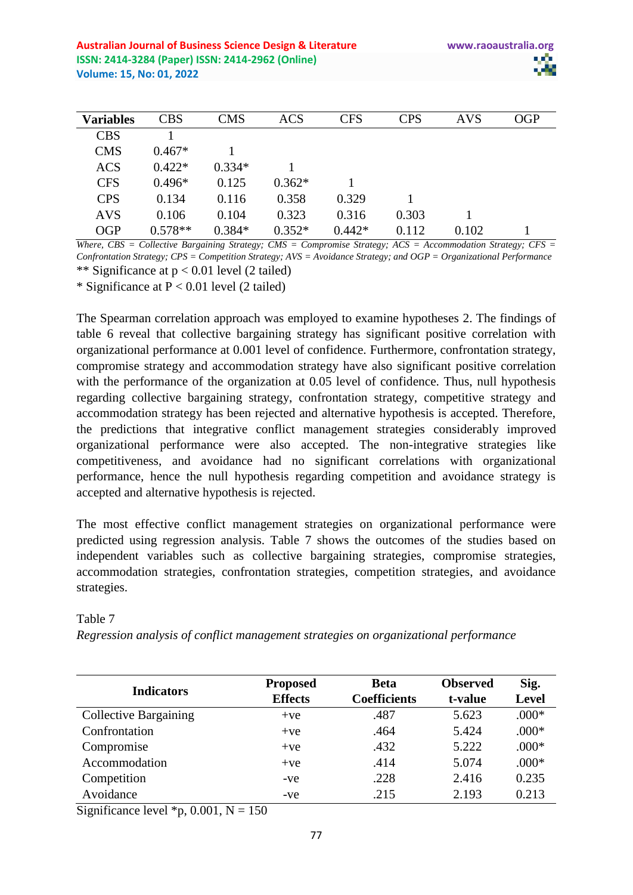| Variables | CBS | CMS | ACS | CFS | CPS | AVS | OGP |
|---|---|---|---|---|---|---|---|
| CBS | 1 | | | | | | |
| CMS | 0.467* | 1 | | | | | |
| ACS | 0.422* | 0.334* | 1 | | | | |
| CFS | 0.496* | 0.125 | 0.362* | 1 | | | |
| CPS | 0.134 | 0.116 | 0.358 | 0.329 | 1 | | |
| AVS | 0.106 | 0.104 | 0.323 | 0.316 | 0.303 | 1 | |
| OGP | 0.578** | 0.384* | 0.352* | 0.442* | 0.112 | 0.102 | 1 |

*Where, CBS = Collective Bargaining Strategy; CMS = Compromise Strategy; ACS = Accommodation Strategy; CFS = Confrontation Strategy; CPS = Competition Strategy; AVS = Avoidance Strategy; and OGP = Organizational Performance*

** Significance at $p < 0.01$ level (2 tailed)

* Significance at $P < 0.01$ level (2 tailed)

The Spearman correlation approach was employed to examine hypotheses 2. The findings of table 6 reveal that collective bargaining strategy has significant positive correlation with organizational performance at 0.001 level of confidence. Furthermore, confrontation strategy, compromise strategy and accommodation strategy have also significant positive correlation with the performance of the organization at 0.05 level of confidence. Thus, null hypothesis regarding collective bargaining strategy, confrontation strategy, competitive strategy and accommodation strategy has been rejected and alternative hypothesis is accepted. Therefore, the predictions that integrative conflict management strategies considerably improved organizational performance were also accepted. The non-integrative strategies like competitiveness, and avoidance had no significant correlations with organizational performance, hence the null hypothesis regarding competition and avoidance strategy is accepted and alternative hypothesis is rejected.

The most effective conflict management strategies on organizational performance were predicted using regression analysis. Table 7 shows the outcomes of the studies based on independent variables such as collective bargaining strategies, compromise strategies, accommodation strategies, confrontation strategies, competition strategies, and avoidance strategies.

Table 7

*Regression analysis of conflict management strategies on organizational performance*

| Indicators | Proposed Effects | Beta Coefficients | Observed t-value | Sig. Level |
|---|---|---|---|---|
| Collective Bargaining | +ve | .487 | 5.623 | .000* |
| Confrontation | +ve | .464 | 5.424 | .000* |
| Compromise | +ve | .432 | 5.222 | .000* |
| Accommodation | +ve | .414 | 5.074 | .000* |
| Competition | -ve | .228 | 2.416 | 0.235 |
| Avoidance | -ve | .215 | 2.193 | 0.213 |

Significance level *p, 0.001, N = 150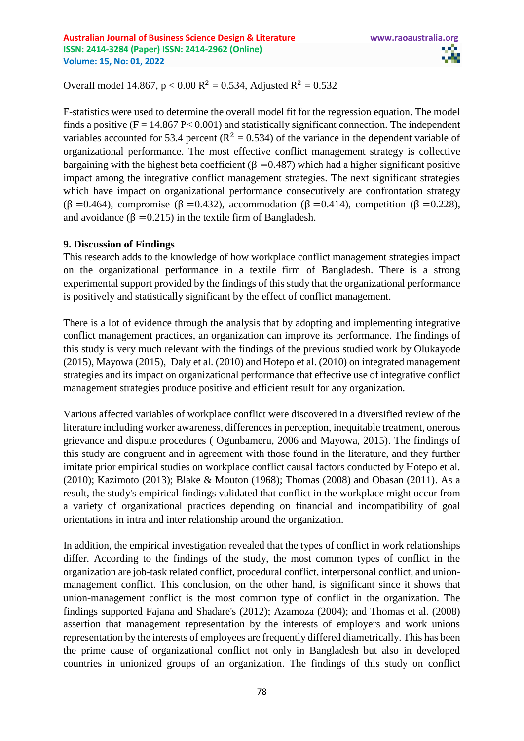Overall model 14.867, $p < 0.00$ $R^2 = 0.534$, Adjusted $R^2 = 0.532$

F-statistics were used to determine the overall model fit for the regression equation. The model finds a positive ($F = 14.867$ $P < 0.001$) and statistically significant connection. The independent variables accounted for 53.4 percent ($R^2 = 0.534$) of the variance in the dependent variable of organizational performance. The most effective conflict management strategy is collective bargaining with the highest beta coefficient ($\beta = 0.487$) which had a higher significant positive impact among the integrative conflict management strategies. The next significant strategies which have impact on organizational performance consecutively are confrontation strategy ($\beta = 0.464$), compromise ($\beta = 0.432$), accommodation ($\beta = 0.414$), competition ($\beta = 0.228$), and avoidance ($\beta = 0.215$) in the textile firm of Bangladesh.

**9. Discussion of Findings**

This research adds to the knowledge of how workplace conflict management strategies impact on the organizational performance in a textile firm of Bangladesh. There is a strong experimental support provided by the findings of this study that the organizational performance is positively and statistically significant by the effect of conflict management.

There is a lot of evidence through the analysis that by adopting and implementing integrative conflict management practices, an organization can improve its performance. The findings of this study is very much relevant with the findings of the previous studied work by Olukayode (2015), Mayowa (2015), Daly et al. (2010) and Hotepo et al. (2010) on integrated management strategies and its impact on organizational performance that effective use of integrative conflict management strategies produce positive and efficient result for any organization.

Various affected variables of workplace conflict were discovered in a diversified review of the literature including worker awareness, differences in perception, inequitable treatment, onerous grievance and dispute procedures ( Ogunbameru, 2006 and Mayowa, 2015). The findings of this study are congruent and in agreement with those found in the literature, and they further imitate prior empirical studies on workplace conflict causal factors conducted by Hotepo et al. (2010); Kazimoto (2013); Blake & Mouton (1968); Thomas (2008) and Obasan (2011). As a result, the study's empirical findings validated that conflict in the workplace might occur from a variety of organizational practices depending on financial and incompatibility of goal orientations in intra and inter relationship around the organization.

In addition, the empirical investigation revealed that the types of conflict in work relationships differ. According to the findings of the study, the most common types of conflict in the organization are job-task related conflict, procedural conflict, interpersonal conflict, and union-management conflict. This conclusion, on the other hand, is significant since it shows that union-management conflict is the most common type of conflict in the organization. The findings supported Fajana and Shadare's (2012); Azamoza (2004); and Thomas et al. (2008) assertion that management representation by the interests of employers and work unions representation by the interests of employees are frequently differed diametrically. This has been the prime cause of organizational conflict not only in Bangladesh but also in developed countries in unionized groups of an organization. The findings of this study on conflict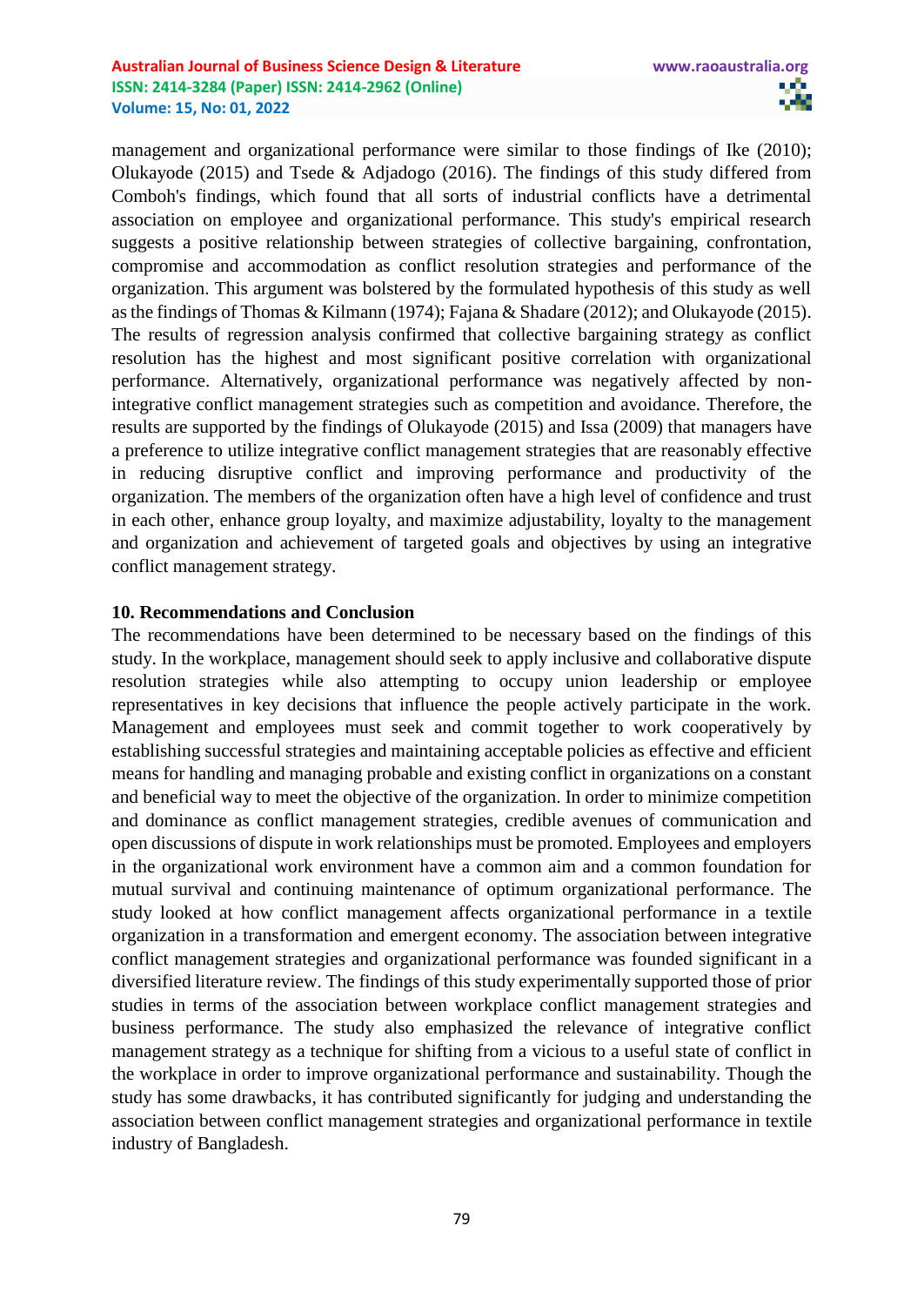management and organizational performance were similar to those findings of Ike (2010); Olukayode (2015) and Tsede & Adjadogo (2016). The findings of this study differed from Comboh's findings, which found that all sorts of industrial conflicts have a detrimental association on employee and organizational performance. This study's empirical research suggests a positive relationship between strategies of collective bargaining, confrontation, compromise and accommodation as conflict resolution strategies and performance of the organization. This argument was bolstered by the formulated hypothesis of this study as well as the findings of Thomas & Kilmann (1974); Fajana & Shadare (2012); and Olukayode (2015). The results of regression analysis confirmed that collective bargaining strategy as conflict resolution has the highest and most significant positive correlation with organizational performance. Alternatively, organizational performance was negatively affected by non-integrative conflict management strategies such as competition and avoidance. Therefore, the results are supported by the findings of Olukayode (2015) and Issa (2009) that managers have a preference to utilize integrative conflict management strategies that are reasonably effective in reducing disruptive conflict and improving performance and productivity of the organization. The members of the organization often have a high level of confidence and trust in each other, enhance group loyalty, and maximize adjustability, loyalty to the management and organization and achievement of targeted goals and objectives by using an integrative conflict management strategy.

## 10. Recommendations and Conclusion

The recommendations have been determined to be necessary based on the findings of this study. In the workplace, management should seek to apply inclusive and collaborative dispute resolution strategies while also attempting to occupy union leadership or employee representatives in key decisions that influence the people actively participate in the work. Management and employees must seek and commit together to work cooperatively by establishing successful strategies and maintaining acceptable policies as effective and efficient means for handling and managing probable and existing conflict in organizations on a constant and beneficial way to meet the objective of the organization. In order to minimize competition and dominance as conflict management strategies, credible avenues of communication and open discussions of dispute in work relationships must be promoted. Employees and employers in the organizational work environment have a common aim and a common foundation for mutual survival and continuing maintenance of optimum organizational performance. The study looked at how conflict management affects organizational performance in a textile organization in a transformation and emergent economy. The association between integrative conflict management strategies and organizational performance was founded significant in a diversified literature review. The findings of this study experimentally supported those of prior studies in terms of the association between workplace conflict management strategies and business performance. The study also emphasized the relevance of integrative conflict management strategy as a technique for shifting from a vicious to a useful state of conflict in the workplace in order to improve organizational performance and sustainability. Though the study has some drawbacks, it has contributed significantly for judging and understanding the association between conflict management strategies and organizational performance in textile industry of Bangladesh.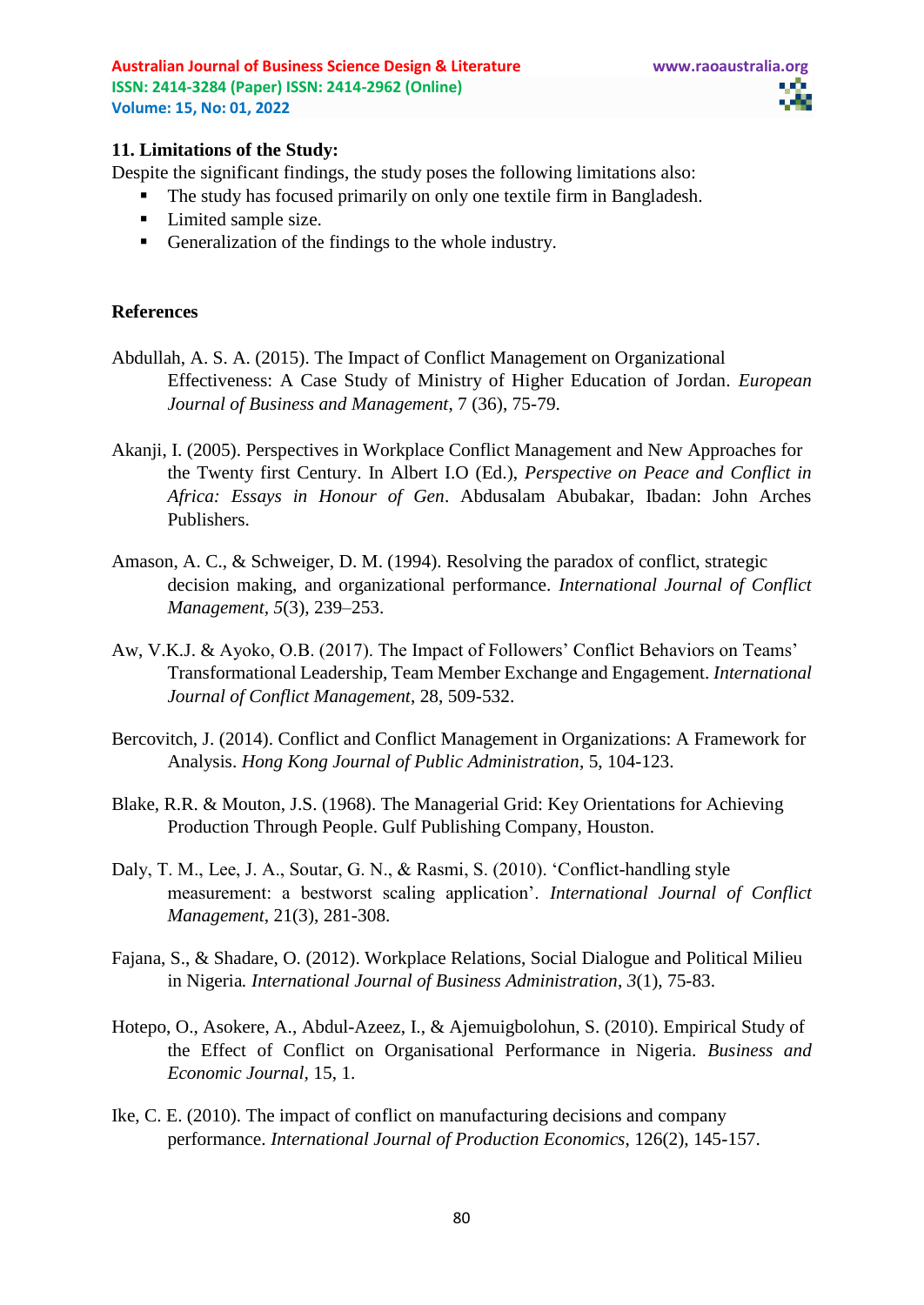## 11. Limitations of the Study:

Despite the significant findings, the study poses the following limitations also:

- The study has focused primarily on only one textile firm in Bangladesh.
- Limited sample size.
- Generalization of the findings to the whole industry.

## References

Abdullah, A. S. A. (2015). The Impact of Conflict Management on Organizational Effectiveness: A Case Study of Ministry of Higher Education of Jordan. *European Journal of Business and Management*, 7 (36), 75-79.

Akanji, I. (2005). Perspectives in Workplace Conflict Management and New Approaches for the Twenty first Century. In Albert I.O (Ed.), *Perspective on Peace and Conflict in Africa: Essays in Honour of Gen*. Abdusalam Abubakar, Ibadan: John Arches Publishers.

Amason, A. C., & Schweiger, D. M. (1994). Resolving the paradox of conflict, strategic decision making, and organizational performance. *International Journal of Conflict Management*, *5*(3), 239–253.

Aw, V.K.J. & Ayoko, O.B. (2017). The Impact of Followers' Conflict Behaviors on Teams' Transformational Leadership, Team Member Exchange and Engagement. *International Journal of Conflict Management*, 28, 509-532.

Bercovitch, J. (2014). Conflict and Conflict Management in Organizations: A Framework for Analysis. *Hong Kong Journal of Public Administration*, 5, 104-123.

Blake, R.R. & Mouton, J.S. (1968). The Managerial Grid: Key Orientations for Achieving Production Through People. Gulf Publishing Company, Houston.

Daly, T. M., Lee, J. A., Soutar, G. N., & Rasmi, S. (2010). 'Conflict-handling style measurement: a bestworst scaling application'. *International Journal of Conflict Management*, 21(3), 281-308.

Fajana, S., & Shadare, O. (2012). Workplace Relations, Social Dialogue and Political Milieu in Nigeria. *International Journal of Business Administration*, *3*(1), 75-83.

Hotepo, O., Asokere, A., Abdul-Azeez, I., & Ajemuigbolohun, S. (2010). Empirical Study of the Effect of Conflict on Organisational Performance in Nigeria. *Business and Economic Journal*, 15, 1.

Ike, C. E. (2010). The impact of conflict on manufacturing decisions and company performance. *International Journal of Production Economics*, 126(2), 145-157.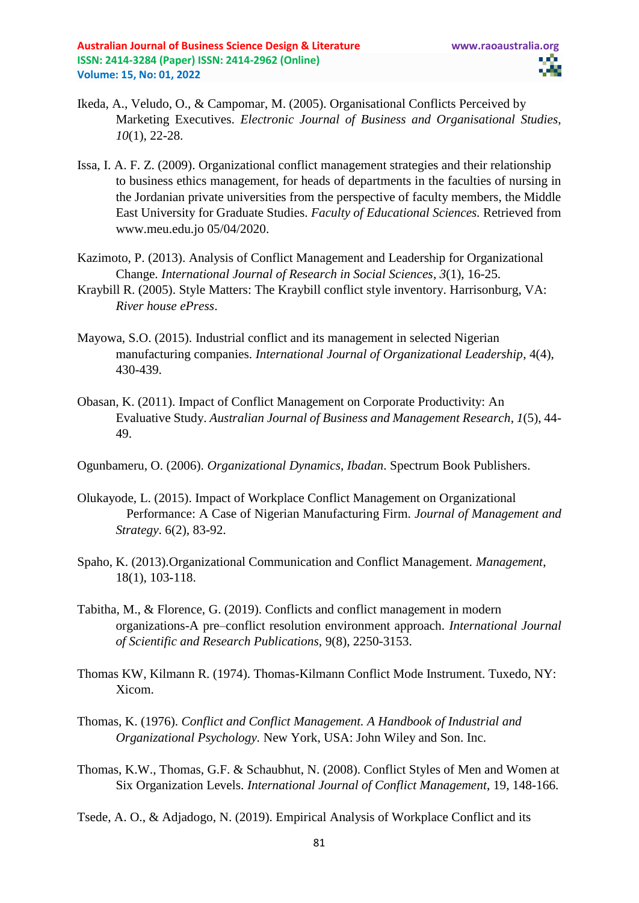Ikeda, A., Veludo, O., & Campomar, M. (2005). Organisational Conflicts Perceived by Marketing Executives. *Electronic Journal of Business and Organisational Studies*, *10*(1), 22-28.

Issa, I. A. F. Z. (2009). Organizational conflict management strategies and their relationship to business ethics management, for heads of departments in the faculties of nursing in the Jordanian private universities from the perspective of faculty members, the Middle East University for Graduate Studies. *Faculty of Educational Sciences.* Retrieved from www.meu.edu.jo 05/04/2020.

Kazimoto, P. (2013). Analysis of Conflict Management and Leadership for Organizational Change. *International Journal of Research in Social Sciences*, *3*(1), 16-25.

Kraybill R. (2005). Style Matters: The Kraybill conflict style inventory. Harrisonburg, VA: *River house ePress*.

Mayowa, S.O. (2015). Industrial conflict and its management in selected Nigerian manufacturing companies. *International Journal of Organizational Leadership*, 4(4), 430-439.

Obasan, K. (2011). Impact of Conflict Management on Corporate Productivity: An Evaluative Study. *Australian Journal of Business and Management Research*, *1*(5), 44-49.

Ogunbameru, O. (2006). *Organizational Dynamics, Ibadan*. Spectrum Book Publishers.

Olukayode, L. (2015). Impact of Workplace Conflict Management on Organizational Performance: A Case of Nigerian Manufacturing Firm. *Journal of Management and Strategy*. 6(2), 83-92.

Spaho, K. (2013).Organizational Communication and Conflict Management. *Management*, 18(1), 103-118.

Tabitha, M., & Florence, G. (2019). Conflicts and conflict management in modern organizations-A pre–conflict resolution environment approach. *International Journal of Scientific and Research Publications,* 9(8), 2250-3153.

Thomas KW, Kilmann R. (1974). Thomas-Kilmann Conflict Mode Instrument. Tuxedo, NY: Xicom.

Thomas, K. (1976). *Conflict and Conflict Management. A Handbook of Industrial and Organizational Psychology.* New York, USA: John Wiley and Son. Inc.

Thomas, K.W., Thomas, G.F. & Schaubhut, N. (2008). Conflict Styles of Men and Women at Six Organization Levels. *International Journal of Conflict Management*, 19, 148-166.

Tsede, A. O., & Adjadogo, N. (2019). Empirical Analysis of Workplace Conflict and its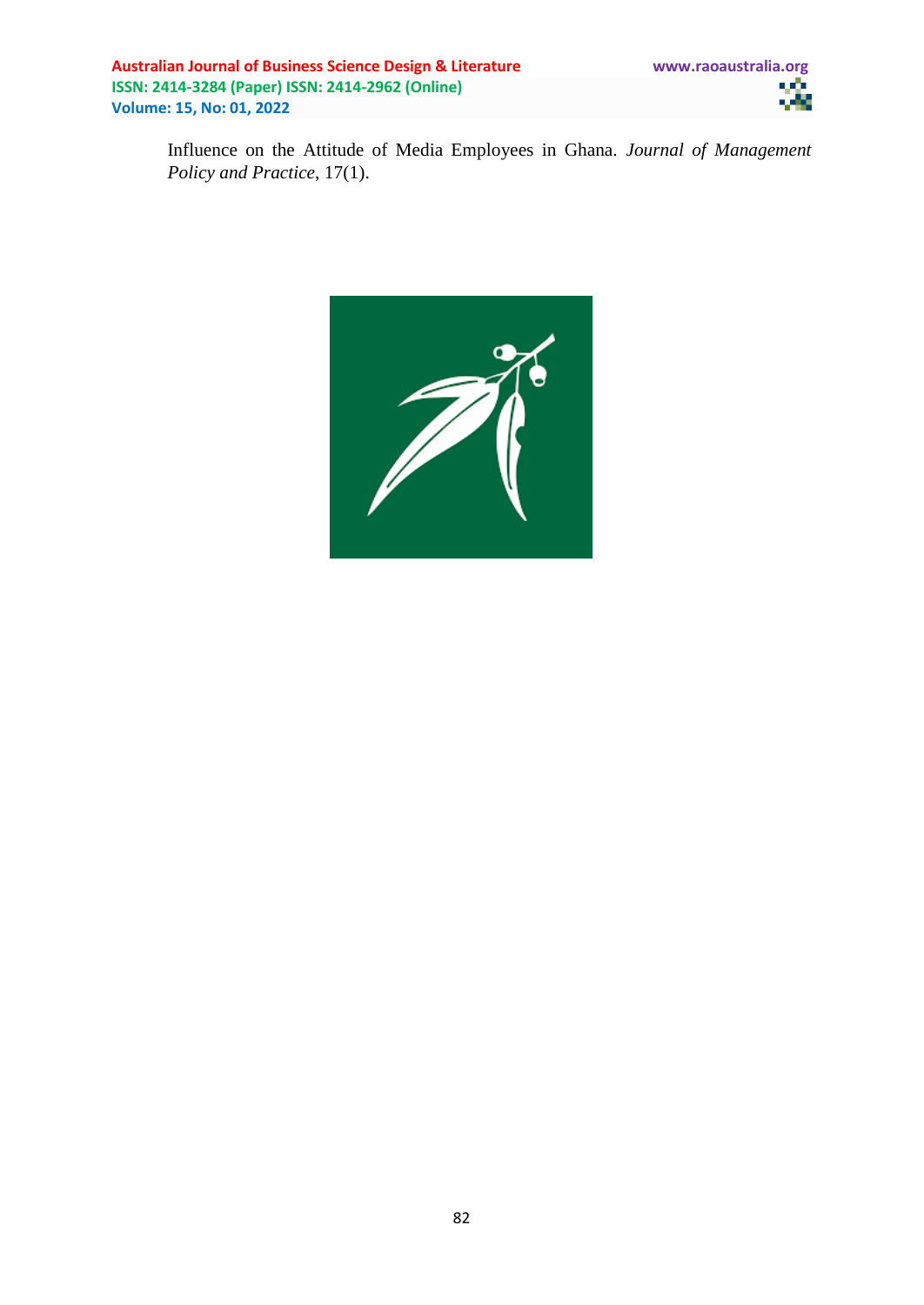Influence on the Attitude of Media Employees in Ghana. *Journal of Management Policy and Practice*, 17(1).